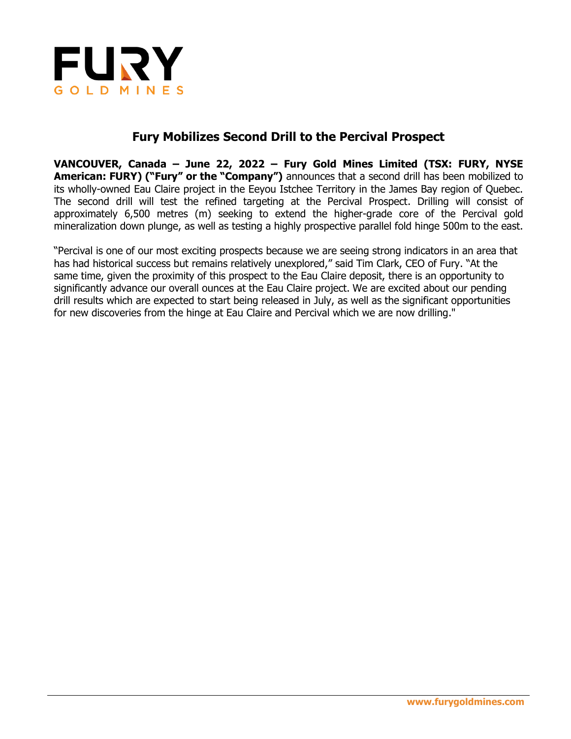# Fury Mobilizes Second Drill to the Percival Prospect

**VANCOUVER, Canada – June 22, 2022 – Fury Gold Mines Limited (TSX: FURY, NYSE American: FURY) ("Fury" or the "Company")** announces that a second drill has been mobilized to its wholly-owned Eau Claire project in the Eeyou Istchee Territory in the James Bay region of Quebec. The second drill will test the refined targeting at the Percival Prospect. Drilling will consist of approximately 6,500 metres (m) seeking to extend the higher-grade core of the Percival gold mineralization down plunge, as well as testing a highly prospective parallel fold hinge 500m to the east.

"Percival is one of our most exciting prospects because we are seeing strong indicators in an area that has had historical success but remains relatively unexplored," said Tim Clark, CEO of Fury. "At the same time, given the proximity of this prospect to the Eau Claire deposit, there is an opportunity to significantly advance our overall ounces at the Eau Claire project. We are excited about our pending drill results which are expected to start being released in July, as well as the significant opportunities for new discoveries from the hinge at Eau Claire and Percival which we are now drilling."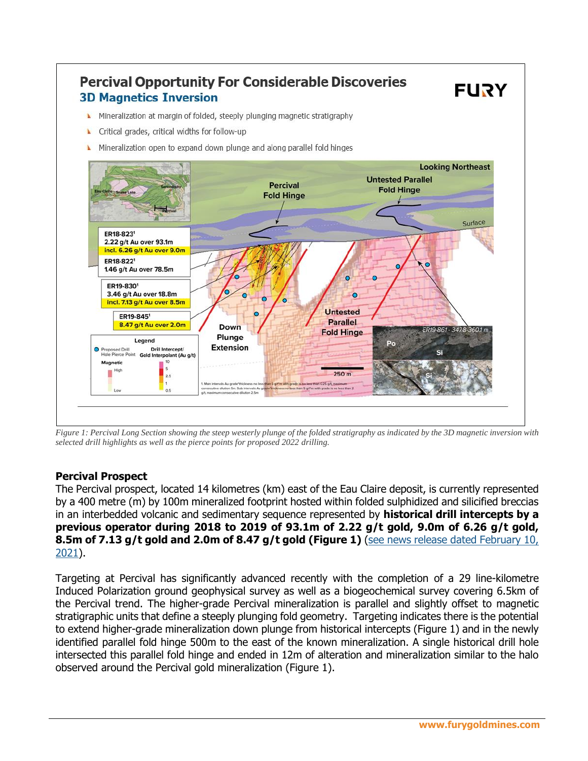## Percival Opportunity For Considerable Discoveries

### 3D Magnetics Inversion

- Mineralization at margin of folded, steeply plunging magnetic stratigraphy
- Critical grades, critical widths for follow-up
- Mineralization open to expand down plunge and along parallel fold hinges

*Figure 1: Percival Long Section showing the steep westerly plunge of the folded stratigraphy as indicated by the 3D magnetic inversion with selected drill highlights as well as the pierce points for proposed 2022 drilling.*

**Percival Prospect**

The Percival prospect, located 14 kilometres (km) east of the Eau Claire deposit, is currently represented by a 400 metre (m) by 100m mineralized footprint hosted within folded sulphidized and silicified breccias in an interbedded volcanic and sedimentary sequence represented by **historical drill intercepts by a previous operator during 2018 to 2019 of 93.1m of 2.22 g/t gold, 9.0m of 6.26 g/t gold, 8.5m of 7.13 g/t gold and 2.0m of 8.47 g/t gold (Figure 1)** (see news release dated February 10, 2021).

Targeting at Percival has significantly advanced recently with the completion of a 29 line-kilometre Induced Polarization ground geophysical survey as well as a biogeochemical survey covering 6.5km of the Percival trend. The higher-grade Percival mineralization is parallel and slightly offset to magnetic stratigraphic units that define a steeply plunging fold geometry. Targeting indicates there is the potential to extend higher-grade mineralization down plunge from historical intercepts (Figure 1) and in the newly identified parallel fold hinge 500m to the east of the known mineralization. A single historical drill hole intersected this parallel fold hinge and ended in 12m of alteration and mineralization similar to the halo observed around the Percival gold mineralization (Figure 1).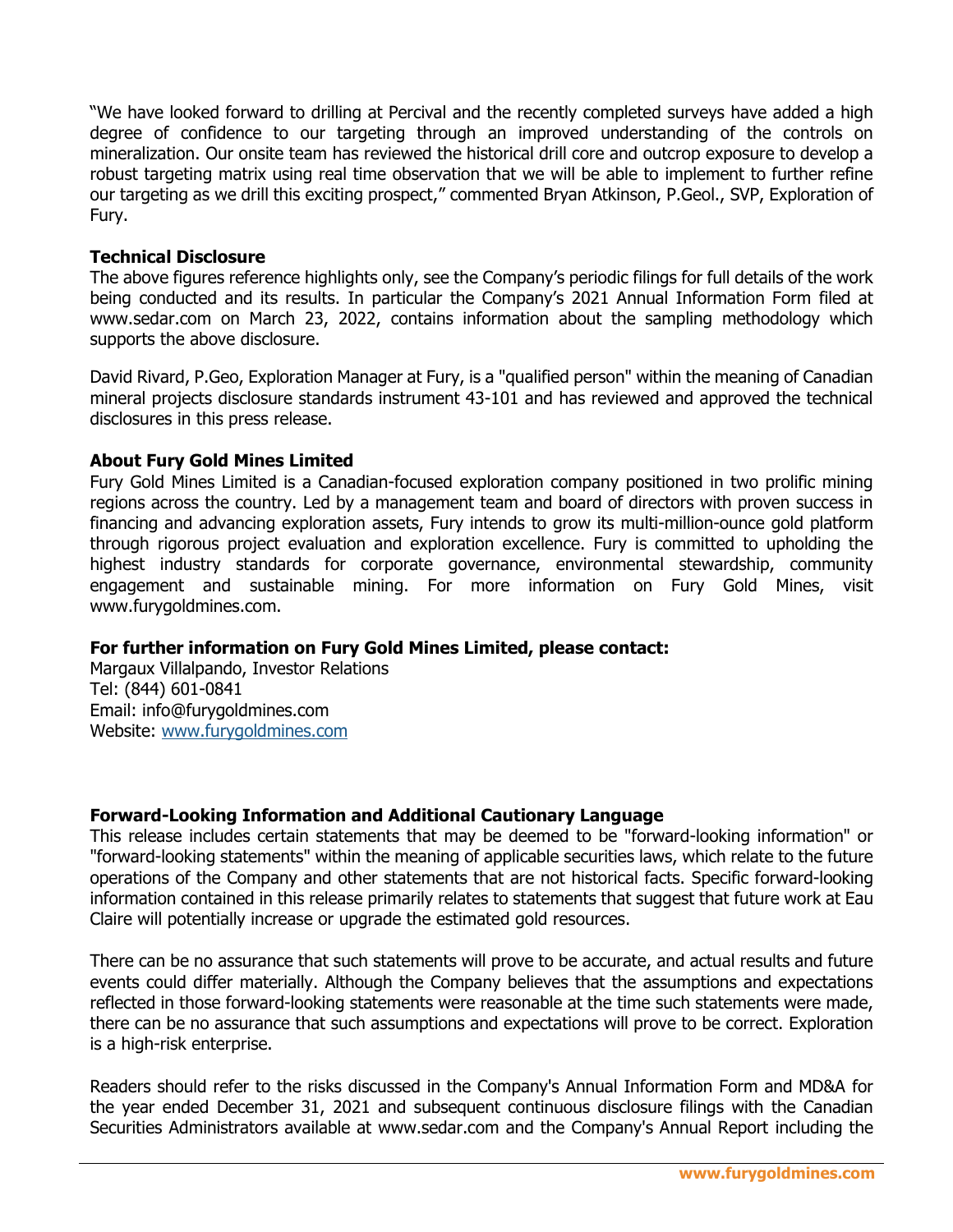"We have looked forward to drilling at Percival and the recently completed surveys have added a high degree of confidence to our targeting through an improved understanding of the controls on mineralization. Our onsite team has reviewed the historical drill core and outcrop exposure to develop a robust targeting matrix using real time observation that we will be able to implement to further refine our targeting as we drill this exciting prospect," commented Bryan Atkinson, P.Geol., SVP, Exploration of Fury.

**Technical Disclosure**

The above figures reference highlights only, see the Company's periodic filings for full details of the work being conducted and its results. In particular the Company's 2021 Annual Information Form filed at www.sedar.com on March 23, 2022, contains information about the sampling methodology which supports the above disclosure.

David Rivard, P.Geo, Exploration Manager at Fury, is a "qualified person" within the meaning of Canadian mineral projects disclosure standards instrument 43-101 and has reviewed and approved the technical disclosures in this press release.

**About Fury Gold Mines Limited**

Fury Gold Mines Limited is a Canadian-focused exploration company positioned in two prolific mining regions across the country. Led by a management team and board of directors with proven success in financing and advancing exploration assets, Fury intends to grow its multi-million-ounce gold platform through rigorous project evaluation and exploration excellence. Fury is committed to upholding the highest industry standards for corporate governance, environmental stewardship, community engagement and sustainable mining. For more information on Fury Gold Mines, visit www.furygoldmines.com.

**For further information on Fury Gold Mines Limited, please contact:**

Margaux Villalpando, Investor Relations
Tel: (844) 601-0841
Email: info@furygoldmines.com
Website: [www.furygoldmines.com](www.furygoldmines.com)

**Forward-Looking Information and Additional Cautionary Language**

This release includes certain statements that may be deemed to be "forward-looking information" or "forward-looking statements" within the meaning of applicable securities laws, which relate to the future operations of the Company and other statements that are not historical facts. Specific forward-looking information contained in this release primarily relates to statements that suggest that future work at Eau Claire will potentially increase or upgrade the estimated gold resources.

There can be no assurance that such statements will prove to be accurate, and actual results and future events could differ materially. Although the Company believes that the assumptions and expectations reflected in those forward-looking statements were reasonable at the time such statements were made, there can be no assurance that such assumptions and expectations will prove to be correct. Exploration is a high-risk enterprise.

Readers should refer to the risks discussed in the Company's Annual Information Form and MD&A for the year ended December 31, 2021 and subsequent continuous disclosure filings with the Canadian Securities Administrators available at www.sedar.com and the Company's Annual Report including the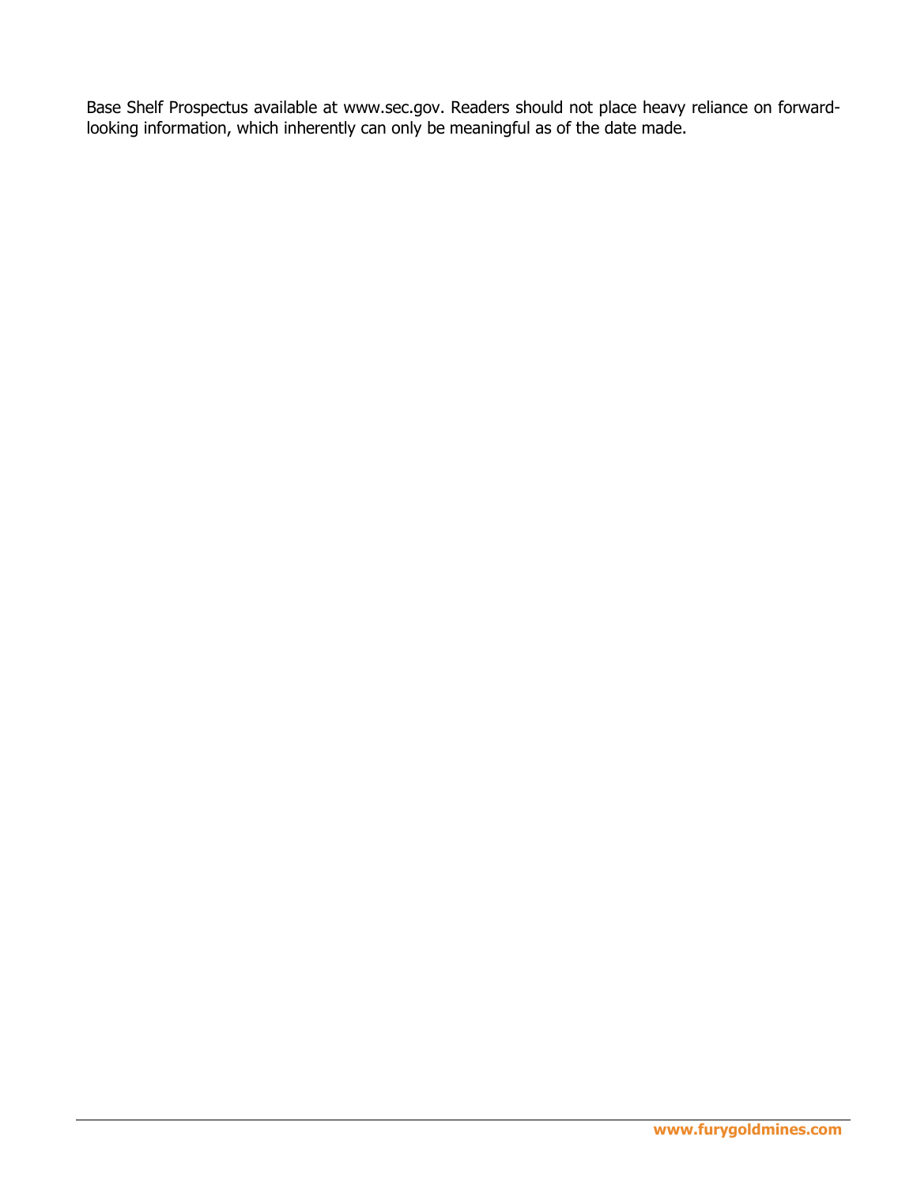Base Shelf Prospectus available at www.sec.gov. Readers should not place heavy reliance on forward-looking information, which inherently can only be meaningful as of the date made.